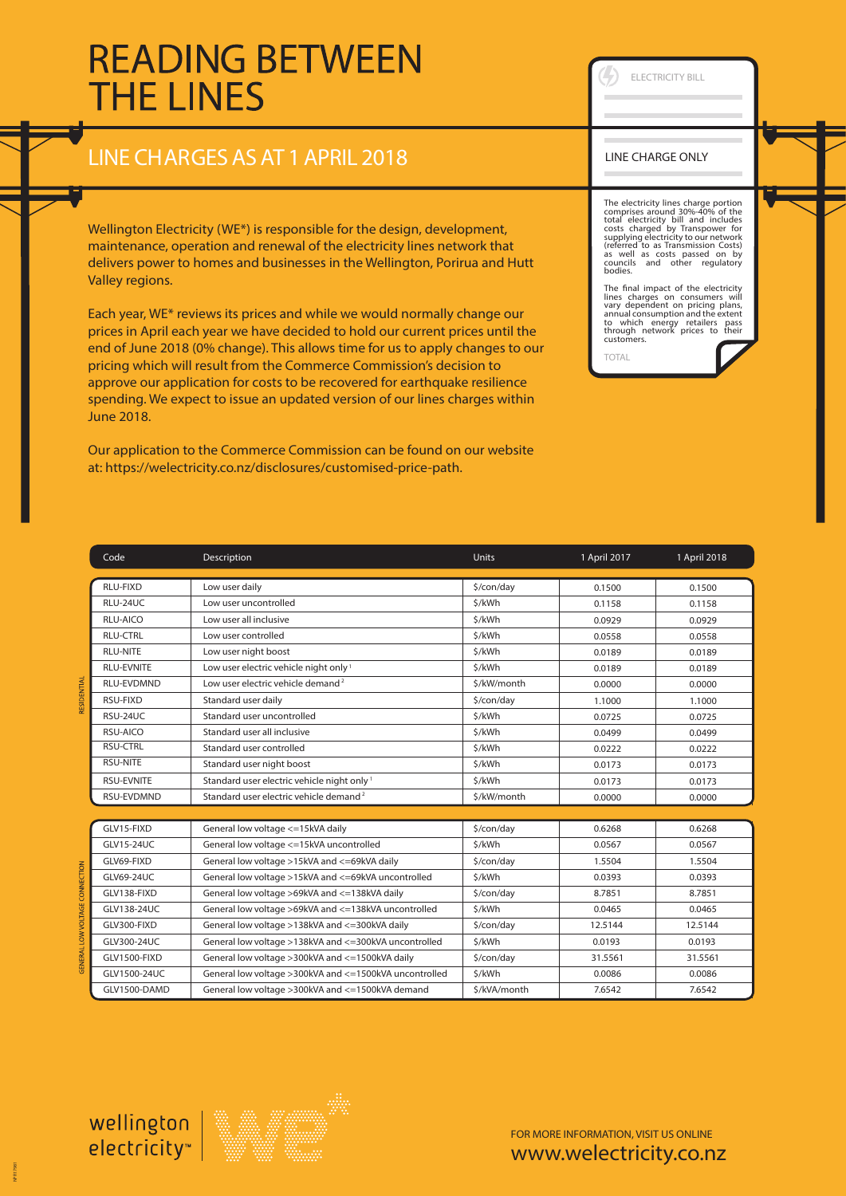# READING BETWEEN THE LINES

## LINE CHARGES AS AT 1 APRIL 2018

Wellington Electricity (WE*) is responsible for the design, development, maintenance, operation and renewal of the electricity lines network that delivers power to homes and businesses in the Wellington, Porirua and Hutt Valley regions.

Each year, WE* reviews its prices and while we would normally change our prices in April each year we have decided to hold our current prices until the end of June 2018 (0% change). This allows time for us to apply changes to our pricing which will result from the Commerce Commission's decision to approve our application for costs to be recovered for earthquake resilience spending. We expect to issue an updated version of our lines charges within June 2018.

Our application to the Commerce Commission can be found on our website at: https://welectricity.co.nz/disclosures/customised-price-path.

ELECTRICITY BILL

LINE CHARGE ONLY

The electricity lines charge portion comprises around 30%-40% of the total electricity bill and includes costs charged by Transpower for supplying electricity to our network (referred to as Transmission Costs) as well as costs passed on by councils and other regulatory bodies.

The final impact of the electricity lines charges on consumers will vary dependent on pricing plans, annual consumption and the extent to which energy retailers pass through network prices to their customers.

TOTAL

| | Code | Description | Units | 1 April 2017 | 1 April 2018 |
|---|---|---|---|---|---|
| RESIDENTIAL | RLU-FIXD | Low user daily | $/con/day | 0.1500 | 0.1500 |
| | RLU-24UC | Low user uncontrolled | $/kWh | 0.1158 | 0.1158 |
| | RLU-AICO | Low user all inclusive | $/kWh | 0.0929 | 0.0929 |
| | RLU-CTRL | Low user controlled | $/kWh | 0.0558 | 0.0558 |
| | RLU-NITE | Low user night boost | $/kWh | 0.0189 | 0.0189 |
| | RLU-EVNITE | Low user electric vehicle night only [1] | $/kWh | 0.0189 | 0.0189 |
| | RLU-EVDMND | Low user electric vehicle demand [2] | $/kW/month | 0.0000 | 0.0000 |
| | RSU-FIXD | Standard user daily | $/con/day | 1.1000 | 1.1000 |
| | RSU-24UC | Standard user uncontrolled | $/kWh | 0.0725 | 0.0725 |
| | RSU-AICO | Standard user all inclusive | $/kWh | 0.0499 | 0.0499 |
| | RSU-CTRL | Standard user controlled | $/kWh | 0.0222 | 0.0222 |
| | RSU-NITE | Standard user night boost | $/kWh | 0.0173 | 0.0173 |
| | RSU-EVNITE | Standard user electric vehicle night only [1] | $/kWh | 0.0173 | 0.0173 |
| | RSU-EVDMND | Standard user electric vehicle demand [2] | $/kW/month | 0.0000 | 0.0000 |
| GENERAL LOW VOLTAGE CONNECTION | GLV15-FIXD | General low voltage <=15kVA daily | $/con/day | 0.6268 | 0.6268 |
| | GLV15-24UC | General low voltage <=15kVA uncontrolled | $/kWh | 0.0567 | 0.0567 |
| | GLV69-FIXD | General low voltage >15kVA and <=69kVA daily | $/con/day | 1.5504 | 1.5504 |
| | GLV69-24UC | General low voltage >15kVA and <=69kVA uncontrolled | $/kWh | 0.0393 | 0.0393 |
| | GLV138-FIXD | General low voltage >69kVA and <=138kVA daily | $/con/day | 8.7851 | 8.7851 |
| | GLV138-24UC | General low voltage >69kVA and <=138kVA uncontrolled | $/kWh | 0.0465 | 0.0465 |
| | GLV300-FIXD | General low voltage >138kVA and <=300kVA daily | $/con/day | 12.5144 | 12.5144 |
| | GLV300-24UC | General low voltage >138kVA and <=300kVA uncontrolled | $/kWh | 0.0193 | 0.0193 |
| | GLV1500-FIXD | General low voltage >300kVA and <=1500kVA daily | $/con/day | 31.5561 | 31.5561 |
| | GLV1500-24UC | General low voltage >300kVA and <=1500kVA uncontrolled | $/kWh | 0.0086 | 0.0086 |
| | GLV1500-DAMD | General low voltage >300kVA and <=1500kVA demand | $/kVA/month | 7.6542 | 7.6542 |

wellington electricity™

FOR MORE INFORMATION, VISIT US ONLINE
www.welectricity.co.nz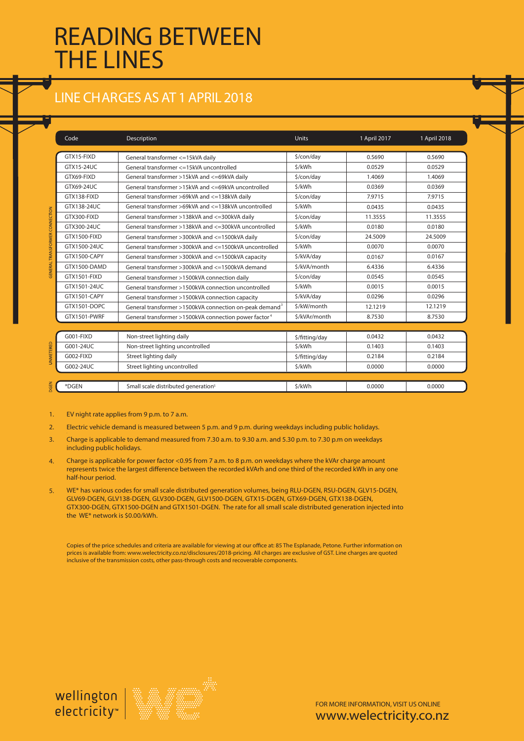# READING BETWEEN THE LINES

## LINE CHARGES AS AT 1 APRIL 2018

| | Code | Description | Units | 1 April 2017 | 1 April 2018 |
|---|---|---|---|---|---|
| GENERAL TRANSFORMER CONNECTION | GTX15-FIXD | General transformer <=15kVA daily | $/con/day | 0.5690 | 0.5690 |
| | GTX15-24UC | General transformer <=15kVA uncontrolled | $/kWh | 0.0529 | 0.0529 |
| | GTX69-FIXD | General transformer >15kVA and <=69kVA daily | $/con/day | 1.4069 | 1.4069 |
| | GTX69-24UC | General transformer >15kVA and <=69kVA uncontrolled | $/kWh | 0.0369 | 0.0369 |
| | GTX138-FIXD | General transformer >69kVA and <=138kVA daily | $/con/day | 7.9715 | 7.9715 |
| | GTX138-24UC | General transformer >69kVA and <=138kVA uncontrolled | $/kWh | 0.0435 | 0.0435 |
| | GTX300-FIXD | General transformer >138kVA and <=300kVA daily | $/con/day | 11.3555 | 11.3555 |
| | GTX300-24UC | General transformer >138kVA and <=300kVA uncontrolled | $/kWh | 0.0180 | 0.0180 |
| | GTX1500-FIXD | General transformer >300kVA and <=1500kVA daily | $/con/day | 24.5009 | 24.5009 |
| | GTX1500-24UC | General transformer >300kVA and <=1500kVA uncontrolled | $/kWh | 0.0070 | 0.0070 |
| | GTX1500-CAPY | General transformer >300kVA and <=1500kVA capacity | $/kVA/day | 0.0167 | 0.0167 |
| | GTX1500-DAMD | General transformer >300kVA and <=1500kVA demand | $/kVA/month | 6.4336 | 6.4336 |
| | GTX1501-FIXD | General transformer >1500kVA connection daily | $/con/day | 0.0545 | 0.0545 |
| | GTX1501-24UC | General transformer >1500kVA connection uncontrolled | $/kWh | 0.0015 | 0.0015 |
| | GTX1501-CAPY | General transformer >1500kVA connection capacity | $/kVA/day | 0.0296 | 0.0296 |
| | GTX1501-DOPC | General transformer >1500kVA connection on-peak demand[3] | $/kW/month | 12.1219 | 12.1219 |
| | GTX1501-PWRF | General transformer >1500kVA connection power factor[4] | $/kVAr/month | 8.7530 | 8.7530 |
| UNMETERED | G001-FIXD | Non-street lighting daily | $/fitting/day | 0.0432 | 0.0432 |
| | G001-24UC | Non-street lighting uncontrolled | $/kWh | 0.1403 | 0.1403 |
| | G002-FIXD | Street lighting daily | $/fitting/day | 0.2184 | 0.2184 |
| | G002-24UC | Street lighting uncontrolled | $/kWh | 0.0000 | 0.0000 |
| DGEN | *DGEN | Small scale distributed generation[5] | $/kWh | 0.0000 | 0.0000 |

1. EV night rate applies from 9 p.m. to 7 a.m.
2. Electric vehicle demand is measured between 5 p.m. and 9 p.m. during weekdays including public holidays.
3. Charge is applicable to demand measured from 7.30 a.m. to 9.30 a.m. and 5.30 p.m. to 7.30 p.m on weekdays including public holidays.
4. Charge is applicable for power factor <0.95 from 7 a.m. to 8 p.m. on weekdays where the kVAr charge amount represents twice the largest difference between the recorded kVArh and one third of the recorded kWh in any one half-hour period.
5. WE* has various codes for small scale distributed generation volumes, being RLU-DGEN, RSU-DGEN, GLV15-DGEN, GLV69-DGEN, GLV138-DGEN, GLV300-DGEN, GLV1500-DGEN, GTX15-DGEN, GTX69-DGEN, GTX138-DGEN, GTX300-DGEN, GTX1500-DGEN and GTX1501-DGEN. The rate for all small scale distributed generation injected into the WE* network is $0.00/kWh.

Copies of the price schedules and criteria are available for viewing at our office at: 85 The Esplanade, Petone. Further information on prices is available from: www.welectricity.co.nz/disclosures/2018-pricing. All charges are exclusive of GST. Line charges are quoted inclusive of the transmission costs, other pass-through costs and recoverable components.

wellington electricity™

FOR MORE INFORMATION, VISIT US ONLINE
www.welectricity.co.nz